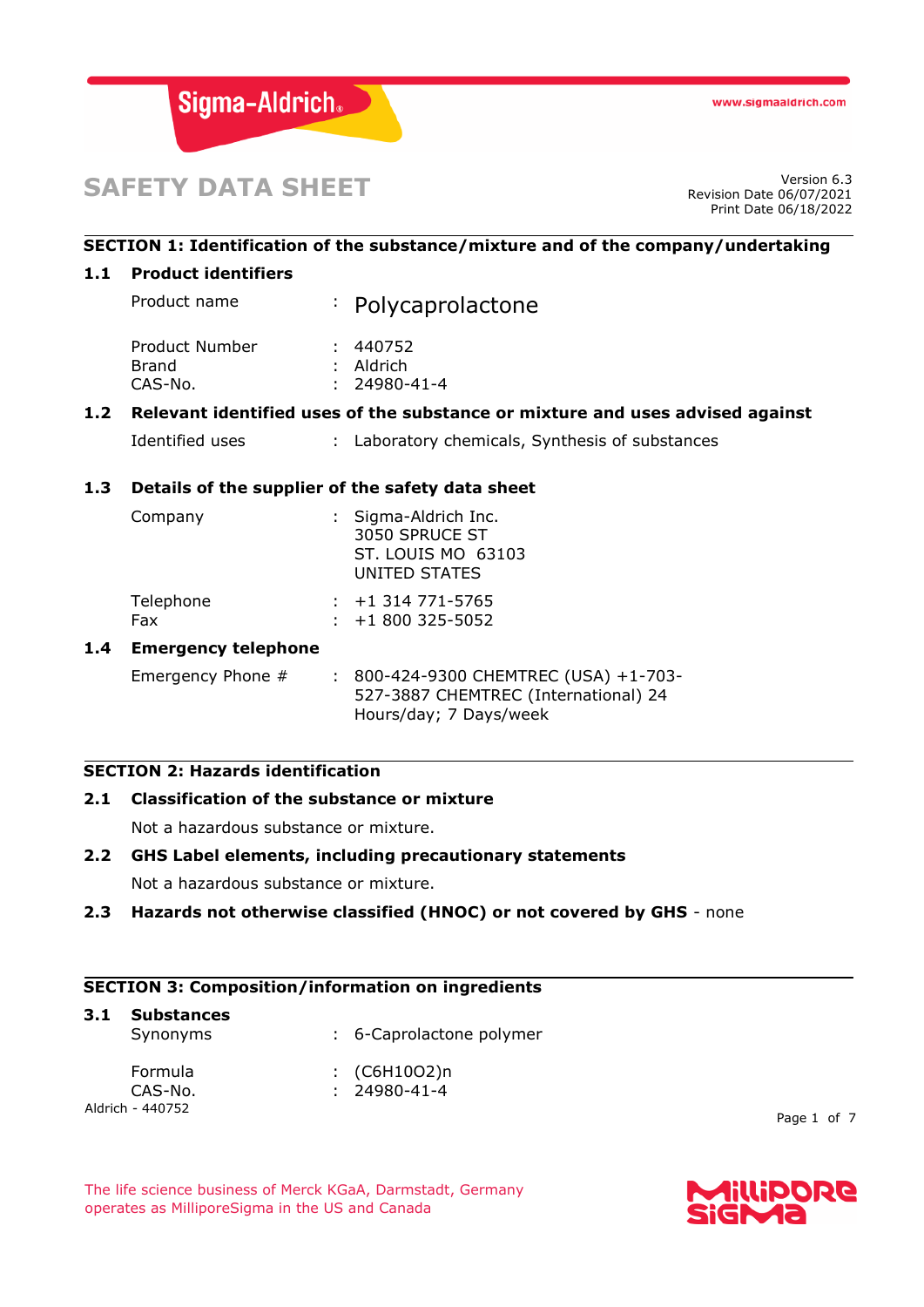# SAFETY DATA SHEET

Version 6.3
Revision Date 06/07/2021
Print Date 06/18/2022

## SECTION 1: Identification of the substance/mixture and of the company/undertaking

### 1.1 Product identifiers

Product name : Polycaprolactone

Product Number : 440752
Brand : Aldrich
CAS-No. : 24980-41-4

### 1.2 Relevant identified uses of the substance or mixture and uses advised against

Identified uses : Laboratory chemicals, Synthesis of substances

### 1.3 Details of the supplier of the safety data sheet

Company : Sigma-Aldrich Inc.
3050 SPRUCE ST
ST. LOUIS MO 63103
UNITED STATES

Telephone : +1 314 771-5765
Fax : +1 800 325-5052

### 1.4 Emergency telephone

Emergency Phone # : 800-424-9300 CHEMTREC (USA) +1-703-527-3887 CHEMTREC (International) 24 Hours/day; 7 Days/week

## SECTION 2: Hazards identification

### 2.1 Classification of the substance or mixture

Not a hazardous substance or mixture.

### 2.2 GHS Label elements, including precautionary statements

Not a hazardous substance or mixture.

### 2.3 Hazards not otherwise classified (HNOC) or not covered by GHS - none

## SECTION 3: Composition/information on ingredients

### 3.1 Substances

Synonyms : 6-Caprolactone polymer

Formula : $(C_6H_{10}O_2)_n$
CAS-No. : 24980-41-4

Aldrich - 440752

The life science business of Merck KGaA, Darmstadt, Germany operates as MilliporeSigma in the US and Canada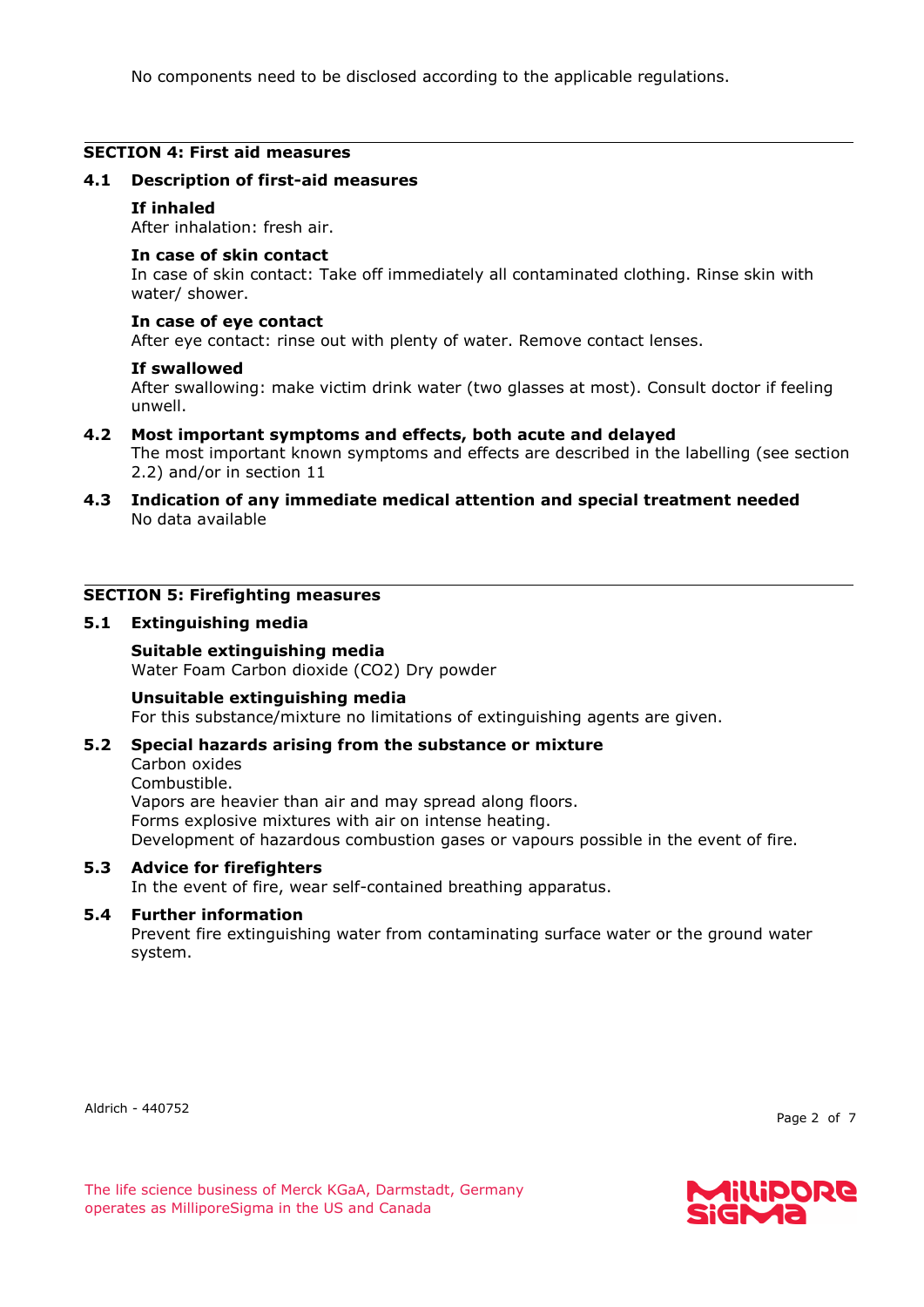No components need to be disclosed according to the applicable regulations.

## SECTION 4: First aid measures

### 4.1 Description of first-aid measures

**If inhaled**
After inhalation: fresh air.

**In case of skin contact**
In case of skin contact: Take off immediately all contaminated clothing. Rinse skin with water/ shower.

**In case of eye contact**
After eye contact: rinse out with plenty of water. Remove contact lenses.

**If swallowed**
After swallowing: make victim drink water (two glasses at most). Consult doctor if feeling unwell.

### 4.2 Most important symptoms and effects, both acute and delayed

The most important known symptoms and effects are described in the labelling (see section 2.2) and/or in section 11

### 4.3 Indication of any immediate medical attention and special treatment needed

No data available

## SECTION 5: Firefighting measures

### 5.1 Extinguishing media

**Suitable extinguishing media**
Water Foam Carbon dioxide ($CO_2$) Dry powder

**Unsuitable extinguishing media**
For this substance/mixture no limitations of extinguishing agents are given.

### 5.2 Special hazards arising from the substance or mixture

Carbon oxides
Combustible.
Vapors are heavier than air and may spread along floors.
Forms explosive mixtures with air on intense heating.
Development of hazardous combustion gases or vapours possible in the event of fire.

### 5.3 Advice for firefighters

In the event of fire, wear self-contained breathing apparatus.

### 5.4 Further information

Prevent fire extinguishing water from contaminating surface water or the ground water system.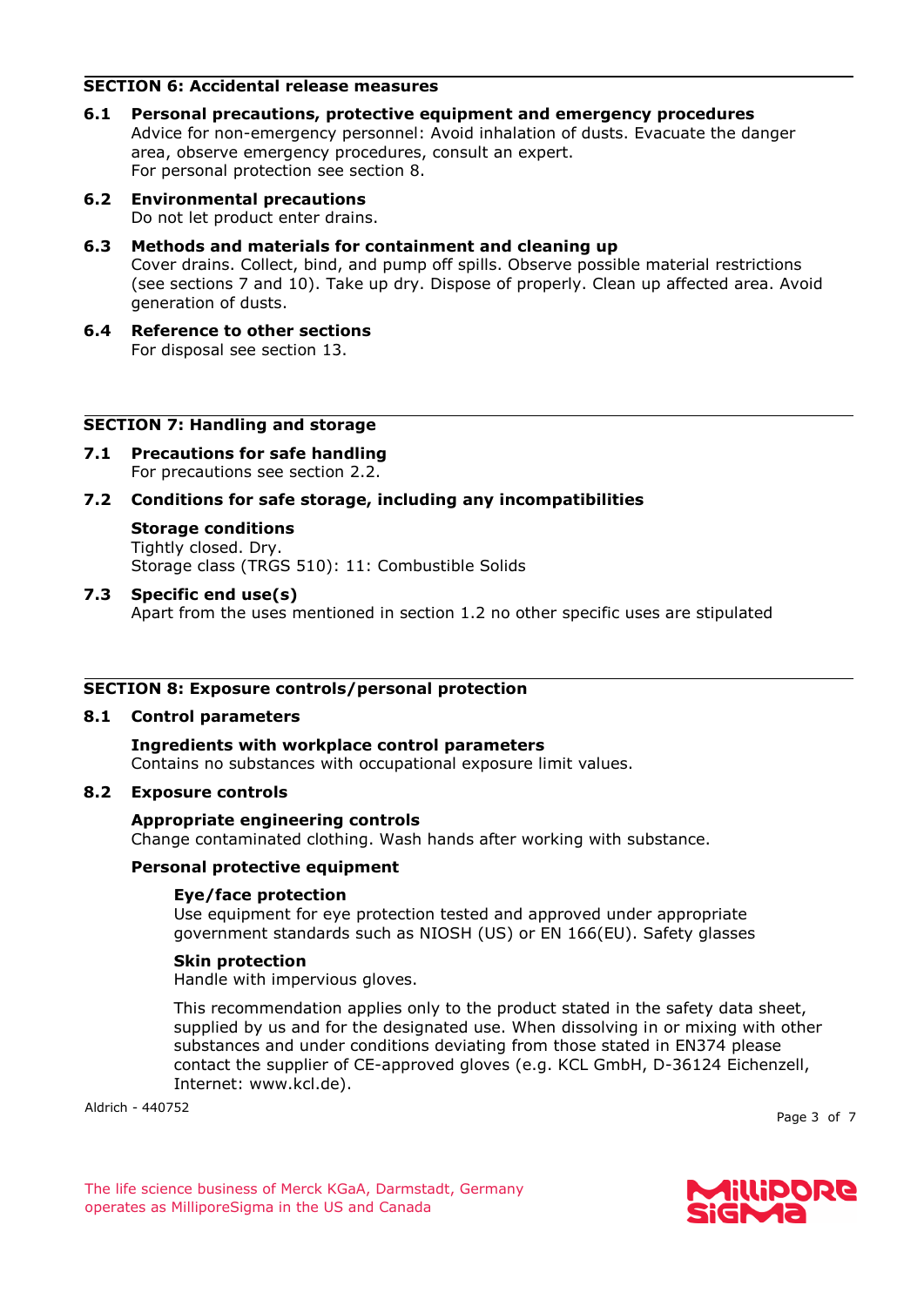## SECTION 6: Accidental release measures

### 6.1 Personal precautions, protective equipment and emergency procedures

Advice for non-emergency personnel: Avoid inhalation of dusts. Evacuate the danger area, observe emergency procedures, consult an expert.
For personal protection see section 8.

### 6.2 Environmental precautions

Do not let product enter drains.

### 6.3 Methods and materials for containment and cleaning up

Cover drains. Collect, bind, and pump off spills. Observe possible material restrictions (see sections 7 and 10). Take up dry. Dispose of properly. Clean up affected area. Avoid generation of dusts.

### 6.4 Reference to other sections

For disposal see section 13.

## SECTION 7: Handling and storage

### 7.1 Precautions for safe handling

For precautions see section 2.2.

### 7.2 Conditions for safe storage, including any incompatibilities

**Storage conditions**
Tightly closed. Dry.
Storage class (TRGS 510): 11: Combustible Solids

### 7.3 Specific end use(s)

Apart from the uses mentioned in section 1.2 no other specific uses are stipulated

## SECTION 8: Exposure controls/personal protection

### 8.1 Control parameters

**Ingredients with workplace control parameters**
Contains no substances with occupational exposure limit values.

### 8.2 Exposure controls

**Appropriate engineering controls**
Change contaminated clothing. Wash hands after working with substance.

**Personal protective equipment**

**Eye/face protection**
Use equipment for eye protection tested and approved under appropriate government standards such as NIOSH (US) or EN 166(EU). Safety glasses

**Skin protection**
Handle with impervious gloves.

This recommendation applies only to the product stated in the safety data sheet, supplied by us and for the designated use. When dissolving in or mixing with other substances and under conditions deviating from those stated in EN374 please contact the supplier of CE-approved gloves (e.g. KCL GmbH, D-36124 Eichenzell, Internet: www.kcl.de).

Aldrich - 440752

The life science business of Merck KGaA, Darmstadt, Germany operates as MilliporeSigma in the US and Canada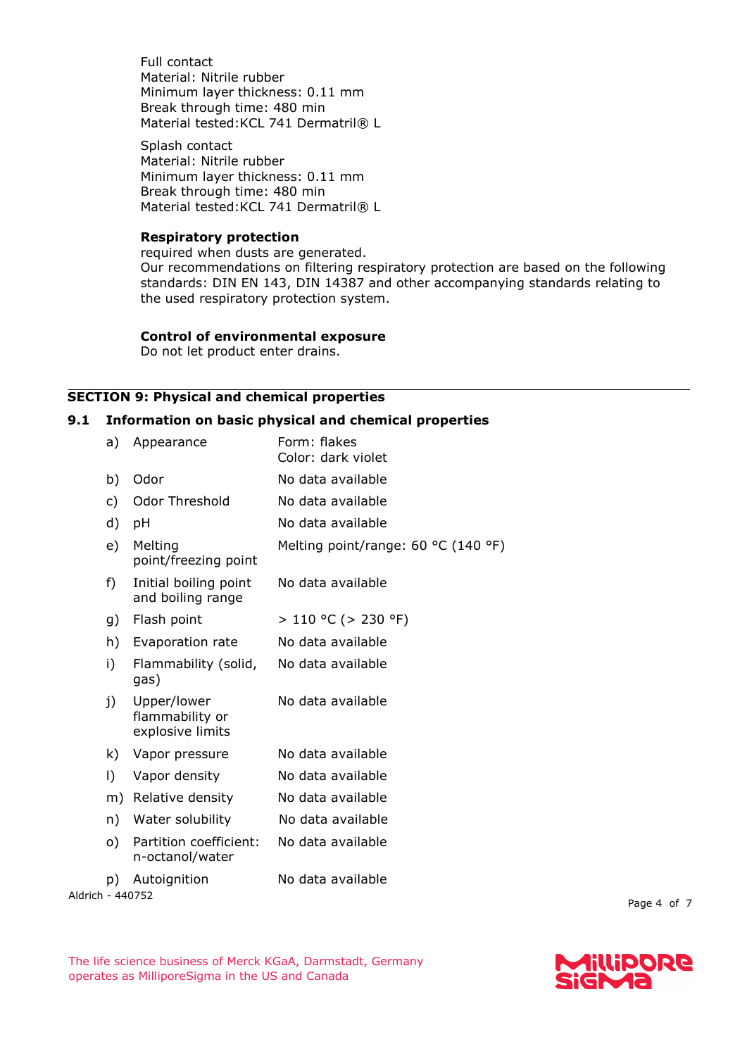Full contact
Material: Nitrile rubber
Minimum layer thickness: 0.11 mm
Break through time: 480 min
Material tested:KCL 741 Dermatril® L

Splash contact
Material: Nitrile rubber
Minimum layer thickness: 0.11 mm
Break through time: 480 min
Material tested:KCL 741 Dermatril® L

**Respiratory protection**
required when dusts are generated.
Our recommendations on filtering respiratory protection are based on the following standards: DIN EN 143, DIN 14387 and other accompanying standards relating to the used respiratory protection system.

**Control of environmental exposure**
Do not let product enter drains.

## SECTION 9: Physical and chemical properties

### 9.1 Information on basic physical and chemical properties

| | | |
|---|---|---|
| a) | Appearance | Form: flakes<br>Color: dark violet |
| b) | Odor | No data available |
| c) | Odor Threshold | No data available |
| d) | pH | No data available |
| e) | Melting point/freezing point | Melting point/range: 60 °C (140 °F) |
| f) | Initial boiling point and boiling range | No data available |
| g) | Flash point | > 110 °C (> 230 °F) |
| h) | Evaporation rate | No data available |
| i) | Flammability (solid, gas) | No data available |
| j) | Upper/lower flammability or explosive limits | No data available |
| k) | Vapor pressure | No data available |
| l) | Vapor density | No data available |
| m) | Relative density | No data available |
| n) | Water solubility | No data available |
| o) | Partition coefficient: n-octanol/water | No data available |
| p) | Autoignition | No data available |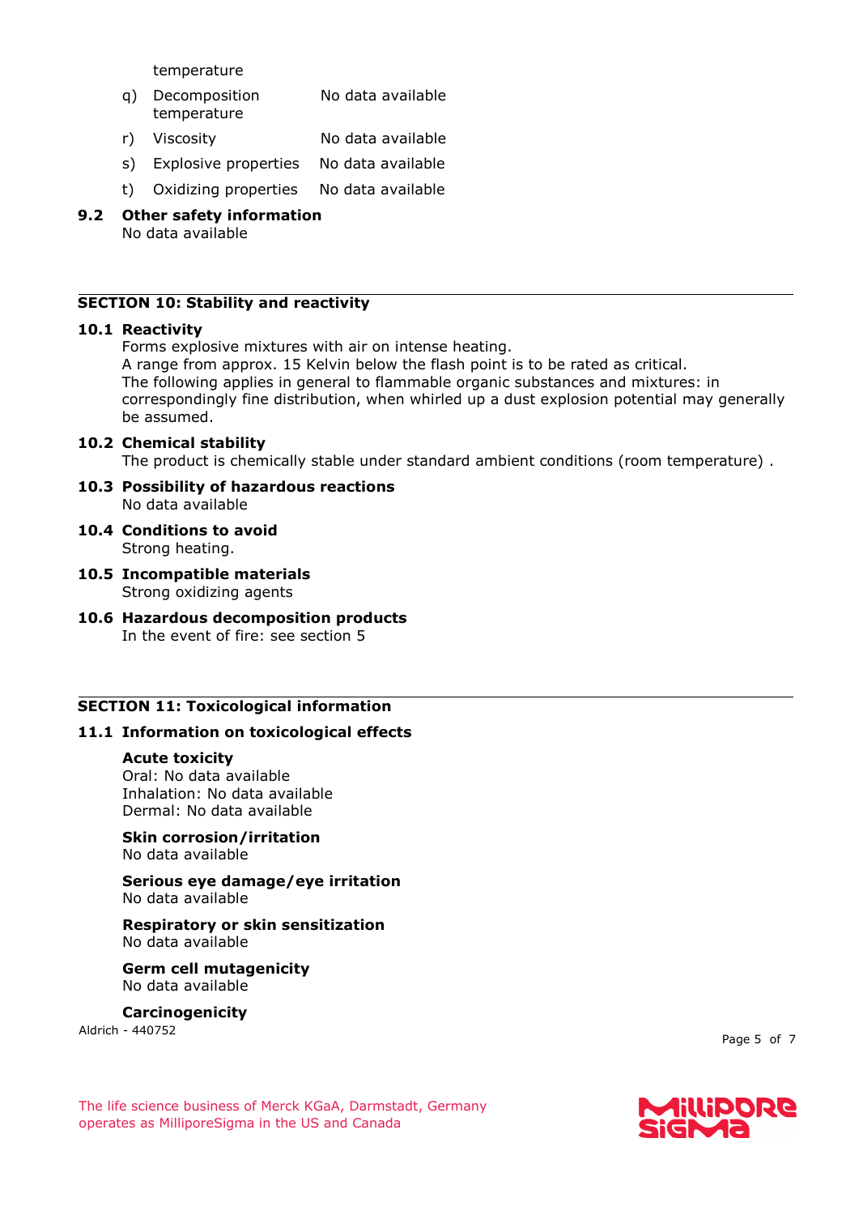temperature

q) Decomposition temperature — No data available

r) Viscosity — No data available

s) Explosive properties — No data available

t) Oxidizing properties — No data available

**9.2 Other safety information**

No data available

## SECTION 10: Stability and reactivity

**10.1 Reactivity**

Forms explosive mixtures with air on intense heating.
A range from approx. 15 Kelvin below the flash point is to be rated as critical.
The following applies in general to flammable organic substances and mixtures: in correspondingly fine distribution, when whirled up a dust explosion potential may generally be assumed.

**10.2 Chemical stability**

The product is chemically stable under standard ambient conditions (room temperature) .

**10.3 Possibility of hazardous reactions**

No data available

**10.4 Conditions to avoid**

Strong heating.

**10.5 Incompatible materials**

Strong oxidizing agents

**10.6 Hazardous decomposition products**

In the event of fire: see section 5

## SECTION 11: Toxicological information

**11.1 Information on toxicological effects**

**Acute toxicity**

Oral: No data available
Inhalation: No data available
Dermal: No data available

**Skin corrosion/irritation**

No data available

**Serious eye damage/eye irritation**

No data available

**Respiratory or skin sensitization**

No data available

**Germ cell mutagenicity**

No data available

**Carcinogenicity**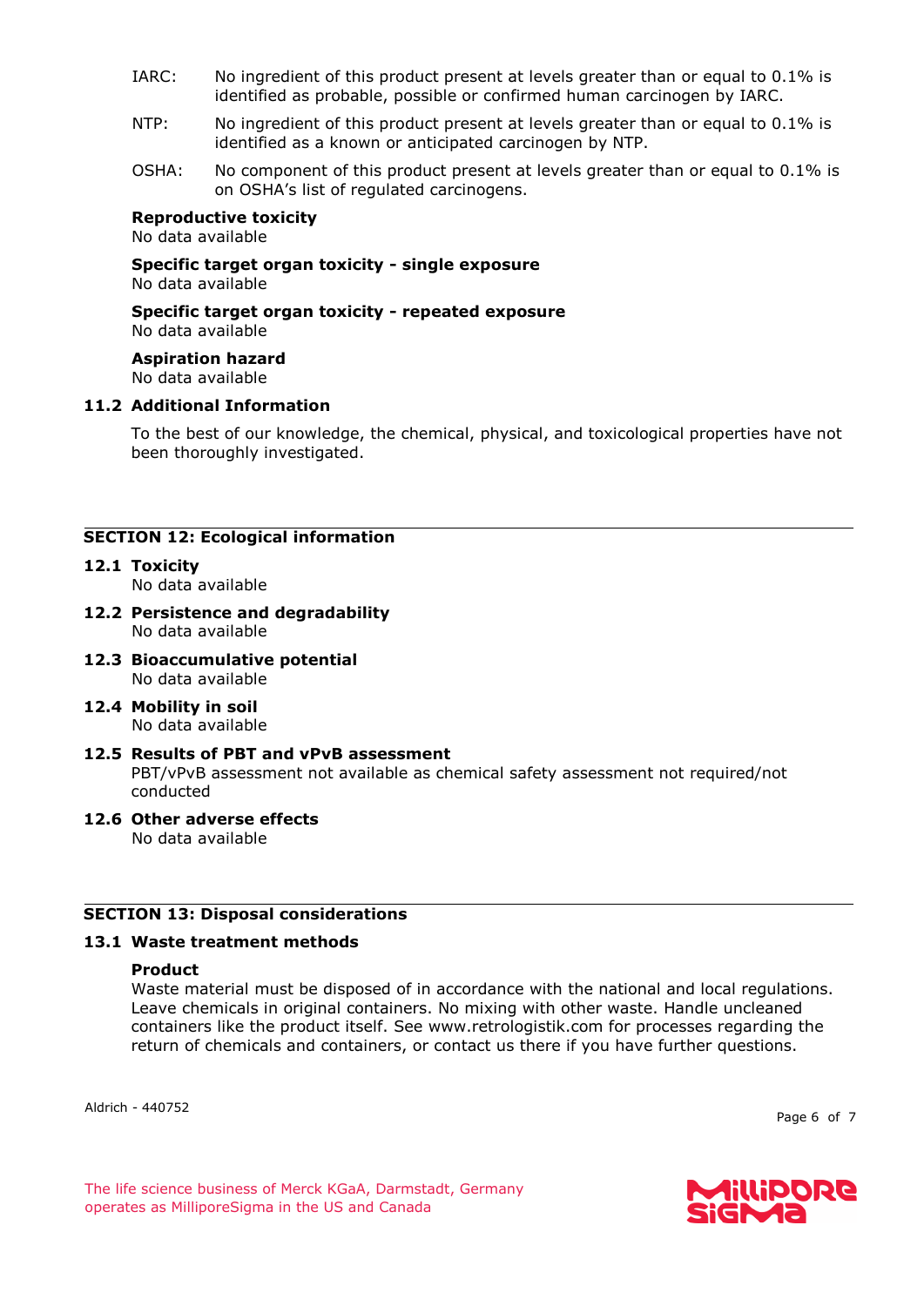IARC: No ingredient of this product present at levels greater than or equal to 0.1% is identified as probable, possible or confirmed human carcinogen by IARC.

NTP: No ingredient of this product present at levels greater than or equal to 0.1% is identified as a known or anticipated carcinogen by NTP.

OSHA: No component of this product present at levels greater than or equal to 0.1% is on OSHA's list of regulated carcinogens.

**Reproductive toxicity**
No data available

**Specific target organ toxicity - single exposure**
No data available

**Specific target organ toxicity - repeated exposure**
No data available

**Aspiration hazard**
No data available

### 11.2 Additional Information

To the best of our knowledge, the chemical, physical, and toxicological properties have not been thoroughly investigated.

## SECTION 12: Ecological information

### 12.1 Toxicity
No data available

### 12.2 Persistence and degradability
No data available

### 12.3 Bioaccumulative potential
No data available

### 12.4 Mobility in soil
No data available

### 12.5 Results of PBT and vPvB assessment
PBT/vPvB assessment not available as chemical safety assessment not required/not conducted

### 12.6 Other adverse effects
No data available

## SECTION 13: Disposal considerations

### 13.1 Waste treatment methods

**Product**
Waste material must be disposed of in accordance with the national and local regulations. Leave chemicals in original containers. No mixing with other waste. Handle uncleaned containers like the product itself. See www.retrologistik.com for processes regarding the return of chemicals and containers, or contact us there if you have further questions.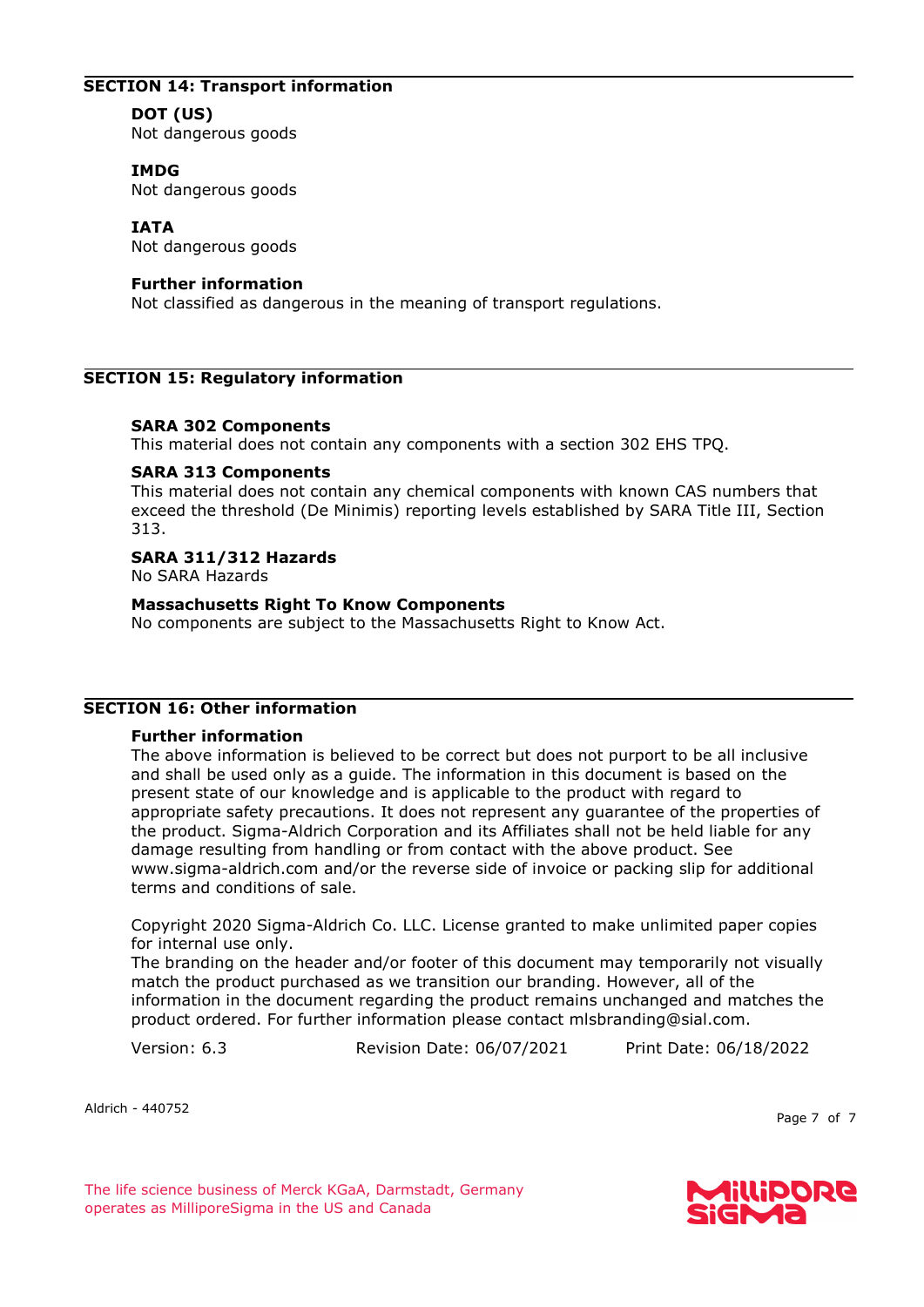## SECTION 14: Transport information

**DOT (US)**
Not dangerous goods

**IMDG**
Not dangerous goods

**IATA**
Not dangerous goods

**Further information**
Not classified as dangerous in the meaning of transport regulations.

## SECTION 15: Regulatory information

**SARA 302 Components**
This material does not contain any components with a section 302 EHS TPQ.

**SARA 313 Components**
This material does not contain any chemical components with known CAS numbers that exceed the threshold (De Minimis) reporting levels established by SARA Title III, Section 313.

**SARA 311/312 Hazards**
No SARA Hazards

**Massachusetts Right To Know Components**
No components are subject to the Massachusetts Right to Know Act.

## SECTION 16: Other information

**Further information**
The above information is believed to be correct but does not purport to be all inclusive and shall be used only as a guide. The information in this document is based on the present state of our knowledge and is applicable to the product with regard to appropriate safety precautions. It does not represent any guarantee of the properties of the product. Sigma-Aldrich Corporation and its Affiliates shall not be held liable for any damage resulting from handling or from contact with the above product. See www.sigma-aldrich.com and/or the reverse side of invoice or packing slip for additional terms and conditions of sale.

Copyright 2020 Sigma-Aldrich Co. LLC. License granted to make unlimited paper copies for internal use only.
The branding on the header and/or footer of this document may temporarily not visually match the product purchased as we transition our branding. However, all of the information in the document regarding the product remains unchanged and matches the product ordered. For further information please contact mlsbranding@sial.com.

Version: 6.3 Revision Date: 06/07/2021 Print Date: 06/18/2022

Aldrich - 440752

The life science business of Merck KGaA, Darmstadt, Germany operates as MilliporeSigma in the US and Canada